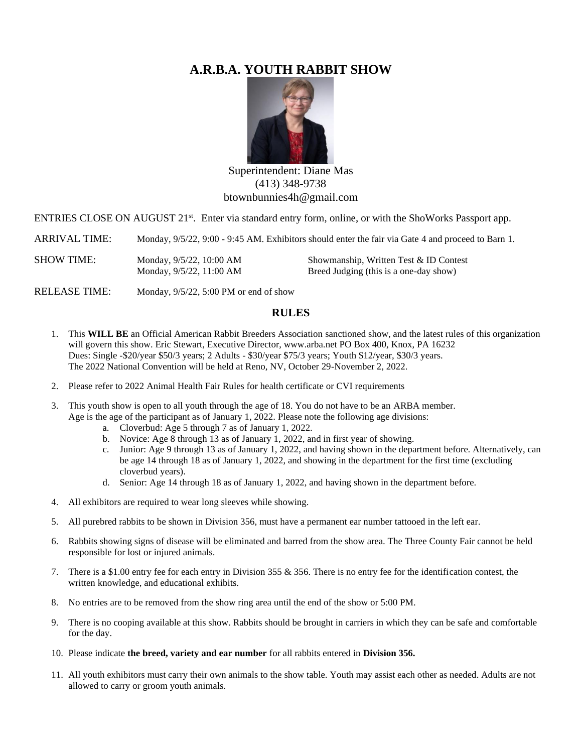# A.R.B.A. YOUTH RABBIT SHOW

Superintendent: Diane Mas
(413) 348-9738
btownbunnies4h@gmail.com

ENTRIES CLOSE ON AUGUST 21st. Enter via standard entry form, online, or with the ShoWorks Passport app.

ARRIVAL TIME: Monday, 9/5/22, 9:00 - 9:45 AM. Exhibitors should enter the fair via Gate 4 and proceed to Barn 1.

SHOW TIME: Monday, 9/5/22, 10:00 AM — Showmanship, Written Test & ID Contest
Monday, 9/5/22, 11:00 AM — Breed Judging (this is a one-day show)

RELEASE TIME: Monday, 9/5/22, 5:00 PM or end of show

## RULES

1. This **WILL BE** an Official American Rabbit Breeders Association sanctioned show, and the latest rules of this organization will govern this show. Eric Stewart, Executive Director, www.arba.net PO Box 400, Knox, PA 16232
   Dues: Single -$20/year $50/3 years; 2 Adults - $30/year $75/3 years; Youth $12/year, $30/3 years.
   The 2022 National Convention will be held at Reno, NV, October 29-November 2, 2022.
2. Please refer to 2022 Animal Health Fair Rules for health certificate or CVI requirements
3. This youth show is open to all youth through the age of 18. You do not have to be an ARBA member.
   Age is the age of the participant as of January 1, 2022. Please note the following age divisions:
   a. Cloverbud: Age 5 through 7 as of January 1, 2022.
   b. Novice: Age 8 through 13 as of January 1, 2022, and in first year of showing.
   c. Junior: Age 9 through 13 as of January 1, 2022, and having shown in the department before. Alternatively, can be age 14 through 18 as of January 1, 2022, and showing in the department for the first time (excluding cloverbud years).
   d. Senior: Age 14 through 18 as of January 1, 2022, and having shown in the department before.
4. All exhibitors are required to wear long sleeves while showing.
5. All purebred rabbits to be shown in Division 356, must have a permanent ear number tattooed in the left ear.
6. Rabbits showing signs of disease will be eliminated and barred from the show area. The Three County Fair cannot be held responsible for lost or injured animals.
7. There is a $1.00 entry fee for each entry in Division 355 & 356. There is no entry fee for the identification contest, the written knowledge, and educational exhibits.
8. No entries are to be removed from the show ring area until the end of the show or 5:00 PM.
9. There is no cooping available at this show. Rabbits should be brought in carriers in which they can be safe and comfortable for the day.
10. Please indicate **the breed, variety and ear number** for all rabbits entered in **Division 356.**
11. All youth exhibitors must carry their own animals to the show table. Youth may assist each other as needed. Adults are not allowed to carry or groom youth animals.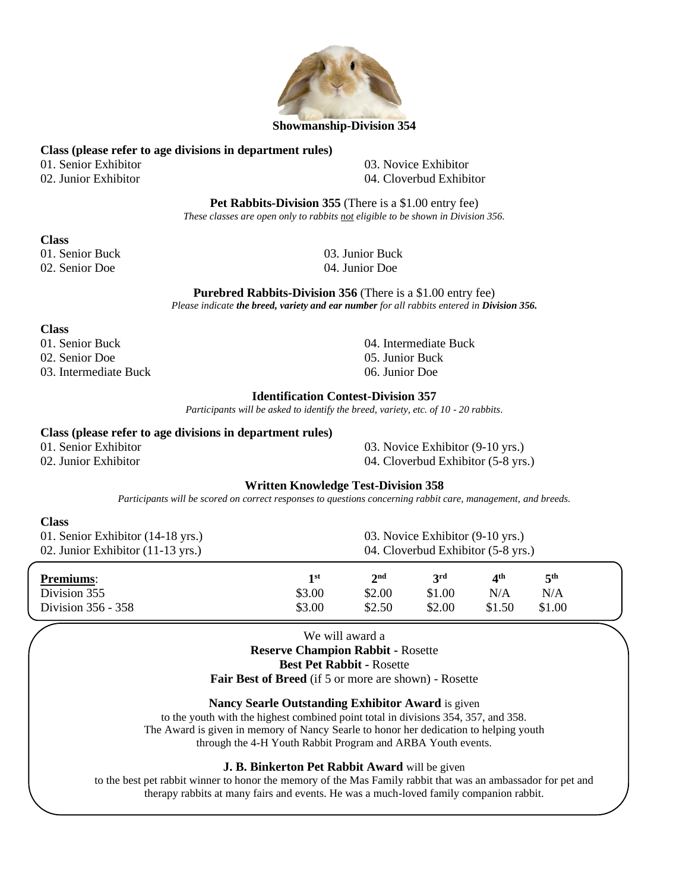## Showmanship-Division 354

**Class (please refer to age divisions in department rules)**

01. Senior Exhibitor
02. Junior Exhibitor
03. Novice Exhibitor
04. Cloverbud Exhibitor

## Pet Rabbits-Division 355 (There is a $1.00 entry fee)

*These classes are open only to rabbits not eligible to be shown in Division 356.*

**Class**

01. Senior Buck
02. Senior Doe
03. Junior Buck
04. Junior Doe

## Purebred Rabbits-Division 356 (There is a $1.00 entry fee)

*Please indicate **the breed, variety and ear number** for all rabbits entered in **Division 356.***

**Class**

01. Senior Buck
02. Senior Doe
03. Intermediate Buck
04. Intermediate Buck
05. Junior Buck
06. Junior Doe

## Identification Contest-Division 357

*Participants will be asked to identify the breed, variety, etc. of 10 - 20 rabbits.*

**Class (please refer to age divisions in department rules)**

01. Senior Exhibitor
02. Junior Exhibitor
03. Novice Exhibitor (9-10 yrs.)
04. Cloverbud Exhibitor (5-8 yrs.)

## Written Knowledge Test-Division 358

*Participants will be scored on correct responses to questions concerning rabbit care, management, and breeds.*

**Class**

01. Senior Exhibitor (14-18 yrs.)
02. Junior Exhibitor (11-13 yrs.)
03. Novice Exhibitor (9-10 yrs.)
04. Cloverbud Exhibitor (5-8 yrs.)

| **Premiums**: | 1st | 2nd | 3rd | 4th | 5th |
|---|---|---|---|---|---|
| Division 355 | $3.00 | $2.00 | $1.00 | N/A | N/A |
| Division 356 - 358 | $3.00 | $2.50 | $2.00 | $1.50 | $1.00 |

We will award a
**Reserve Champion Rabbit** - Rosette
**Best Pet Rabbit** - Rosette
**Fair Best of Breed** (if 5 or more are shown) - Rosette

**Nancy Searle Outstanding Exhibitor Award** is given to the youth with the highest combined point total in divisions 354, 357, and 358. The Award is given in memory of Nancy Searle to honor her dedication to helping youth through the 4-H Youth Rabbit Program and ARBA Youth events.

**J. B. Binkerton Pet Rabbit Award** will be given to the best pet rabbit winner to honor the memory of the Mas Family rabbit that was an ambassador for pet and therapy rabbits at many fairs and events. He was a much-loved family companion rabbit.